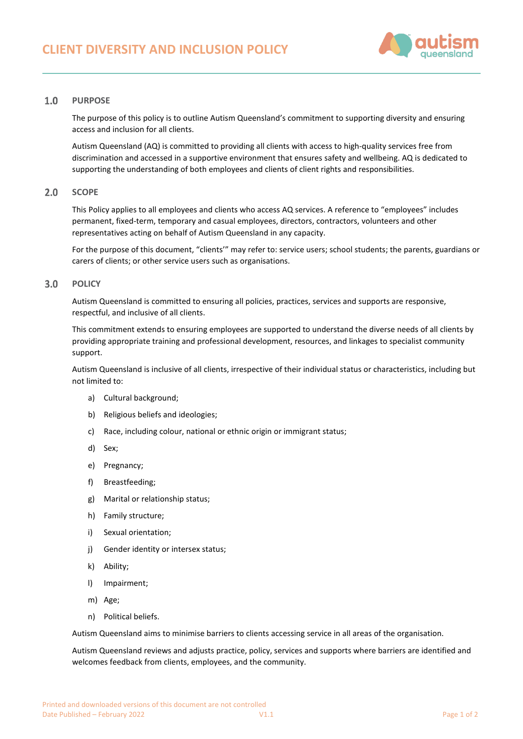# CLIENT DIVERSITY AND INCLUSION POLICY

## 1.0 PURPOSE

The purpose of this policy is to outline Autism Queensland's commitment to supporting diversity and ensuring access and inclusion for all clients.

Autism Queensland (AQ) is committed to providing all clients with access to high-quality services free from discrimination and accessed in a supportive environment that ensures safety and wellbeing. AQ is dedicated to supporting the understanding of both employees and clients of client rights and responsibilities.

## 2.0 SCOPE

This Policy applies to all employees and clients who access AQ services. A reference to "employees" includes permanent, fixed-term, temporary and casual employees, directors, contractors, volunteers and other representatives acting on behalf of Autism Queensland in any capacity.

For the purpose of this document, "clients'" may refer to: service users; school students; the parents, guardians or carers of clients; or other service users such as organisations.

## 3.0 POLICY

Autism Queensland is committed to ensuring all policies, practices, services and supports are responsive, respectful, and inclusive of all clients.

This commitment extends to ensuring employees are supported to understand the diverse needs of all clients by providing appropriate training and professional development, resources, and linkages to specialist community support.

Autism Queensland is inclusive of all clients, irrespective of their individual status or characteristics, including but not limited to:

a) Cultural background;

b) Religious beliefs and ideologies;

c) Race, including colour, national or ethnic origin or immigrant status;

d) Sex;

e) Pregnancy;

f) Breastfeeding;

g) Marital or relationship status;

h) Family structure;

i) Sexual orientation;

j) Gender identity or intersex status;

k) Ability;

l) Impairment;

m) Age;

n) Political beliefs.

Autism Queensland aims to minimise barriers to clients accessing service in all areas of the organisation.

Autism Queensland reviews and adjusts practice, policy, services and supports where barriers are identified and welcomes feedback from clients, employees, and the community.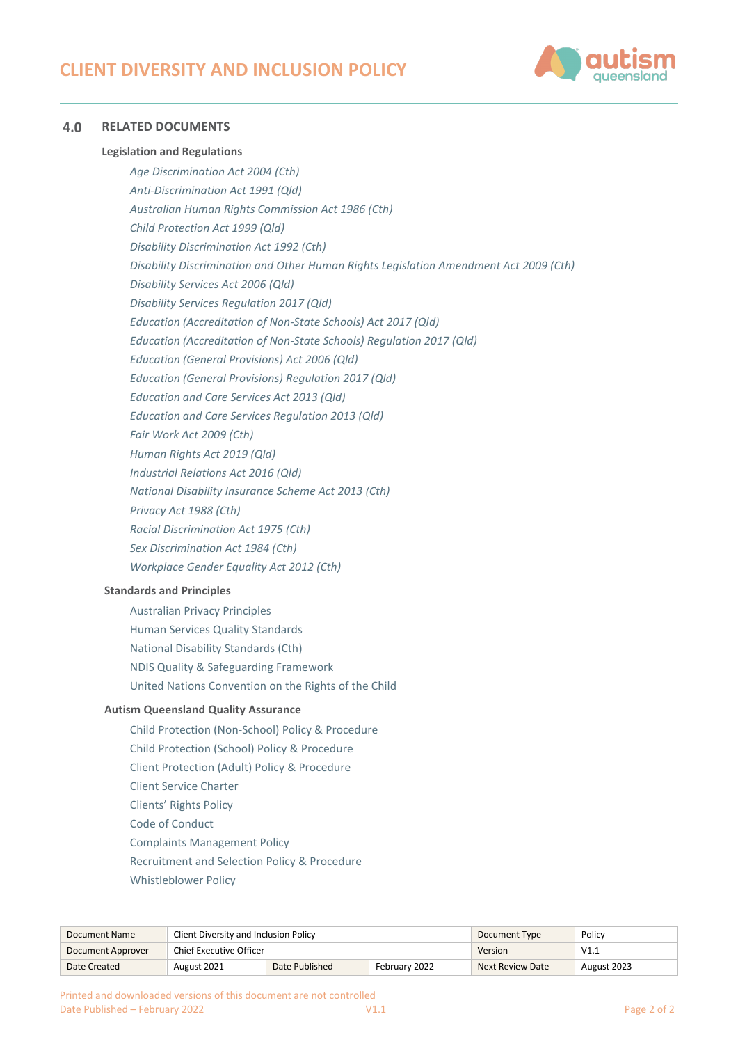## 4.0 RELATED DOCUMENTS

### Legislation and Regulations

*Age Discrimination Act 2004 (Cth)*
*Anti-Discrimination Act 1991 (Qld)*
*Australian Human Rights Commission Act 1986 (Cth)*
*Child Protection Act 1999 (Qld)*
*Disability Discrimination Act 1992 (Cth)*
*Disability Discrimination and Other Human Rights Legislation Amendment Act 2009 (Cth)*
*Disability Services Act 2006 (Qld)*
*Disability Services Regulation 2017 (Qld)*
*Education (Accreditation of Non-State Schools) Act 2017 (Qld)*
*Education (Accreditation of Non-State Schools) Regulation 2017 (Qld)*
*Education (General Provisions) Act 2006 (Qld)*
*Education (General Provisions) Regulation 2017 (Qld)*
*Education and Care Services Act 2013 (Qld)*
*Education and Care Services Regulation 2013 (Qld)*
*Fair Work Act 2009 (Cth)*
*Human Rights Act 2019 (Qld)*
*Industrial Relations Act 2016 (Qld)*
*National Disability Insurance Scheme Act 2013 (Cth)*
*Privacy Act 1988 (Cth)*
*Racial Discrimination Act 1975 (Cth)*
*Sex Discrimination Act 1984 (Cth)*
*Workplace Gender Equality Act 2012 (Cth)*

### Standards and Principles

Australian Privacy Principles
Human Services Quality Standards
National Disability Standards (Cth)
NDIS Quality & Safeguarding Framework
United Nations Convention on the Rights of the Child

### Autism Queensland Quality Assurance

Child Protection (Non-School) Policy & Procedure
Child Protection (School) Policy & Procedure
Client Protection (Adult) Policy & Procedure
Client Service Charter
Clients' Rights Policy
Code of Conduct
Complaints Management Policy
Recruitment and Selection Policy & Procedure
Whistleblower Policy

| | | | | | |
|---|---|---|---|---|---|
| Document Name | Client Diversity and Inclusion Policy | | | Document Type | Policy |
| Document Approver | Chief Executive Officer | | | Version | V1.1 |
| Date Created | August 2021 | Date Published | February 2022 | Next Review Date | August 2023 |

Printed and downloaded versions of this document are not controlled